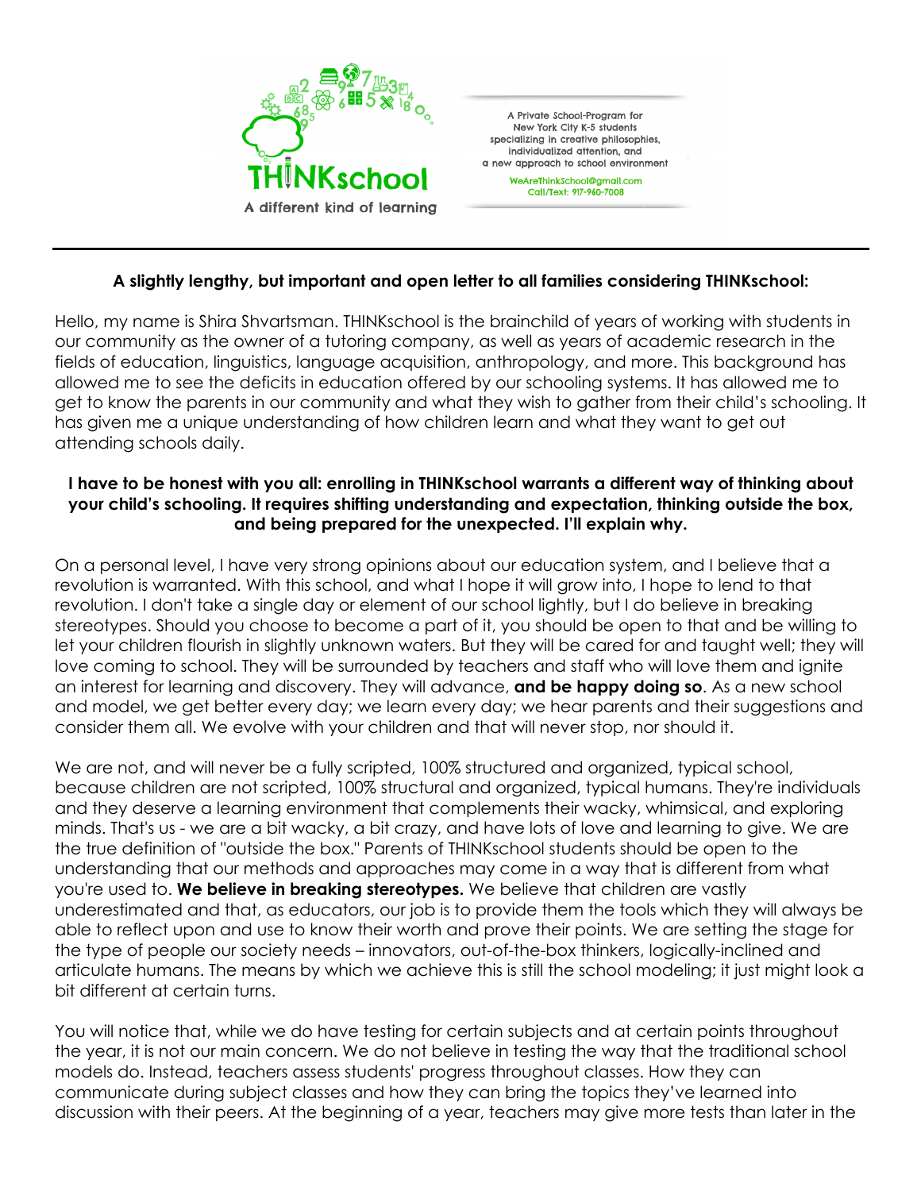THINKschool
A different kind of learning

A Private School-Program for New York City K-5 students specializing in creative philosophies, individualized attention, and a new approach to school environment

WeAreThinkSchool@gmail.com
Call/Text: 917-960-7008

---

**A slightly lengthy, but important and open letter to all families considering THINKschool:**

Hello, my name is Shira Shvartsman. THINKschool is the brainchild of years of working with students in our community as the owner of a tutoring company, as well as years of academic research in the fields of education, linguistics, language acquisition, anthropology, and more. This background has allowed me to see the deficits in education offered by our schooling systems. It has allowed me to get to know the parents in our community and what they wish to gather from their child's schooling. It has given me a unique understanding of how children learn and what they want to get out attending schools daily.

**I have to be honest with you all: enrolling in THINKschool warrants a different way of thinking about your child's schooling. It requires shifting understanding and expectation, thinking outside the box, and being prepared for the unexpected. I'll explain why.**

On a personal level, I have very strong opinions about our education system, and I believe that a revolution is warranted. With this school, and what I hope it will grow into, I hope to lend to that revolution. I don't take a single day or element of our school lightly, but I do believe in breaking stereotypes. Should you choose to become a part of it, you should be open to that and be willing to let your children flourish in slightly unknown waters. But they will be cared for and taught well; they will love coming to school. They will be surrounded by teachers and staff who will love them and ignite an interest for learning and discovery. They will advance, **and be happy doing so**. As a new school and model, we get better every day; we learn every day; we hear parents and their suggestions and consider them all. We evolve with your children and that will never stop, nor should it.

We are not, and will never be a fully scripted, 100% structured and organized, typical school, because children are not scripted, 100% structural and organized, typical humans. They're individuals and they deserve a learning environment that complements their wacky, whimsical, and exploring minds. That's us - we are a bit wacky, a bit crazy, and have lots of love and learning to give. We are the true definition of "outside the box." Parents of THINKschool students should be open to the understanding that our methods and approaches may come in a way that is different from what you're used to. **We believe in breaking stereotypes.** We believe that children are vastly underestimated and that, as educators, our job is to provide them the tools which they will always be able to reflect upon and use to know their worth and prove their points. We are setting the stage for the type of people our society needs – innovators, out-of-the-box thinkers, logically-inclined and articulate humans. The means by which we achieve this is still the school modeling; it just might look a bit different at certain turns.

You will notice that, while we do have testing for certain subjects and at certain points throughout the year, it is not our main concern. We do not believe in testing the way that the traditional school models do. Instead, teachers assess students' progress throughout classes. How they can communicate during subject classes and how they can bring the topics they've learned into discussion with their peers. At the beginning of a year, teachers may give more tests than later in the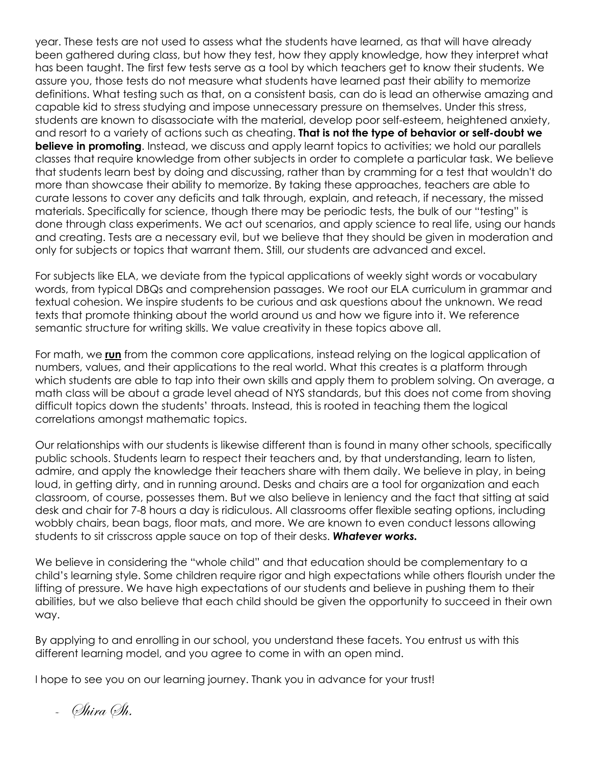year. These tests are not used to assess what the students have learned, as that will have already been gathered during class, but how they test, how they apply knowledge, how they interpret what has been taught. The first few tests serve as a tool by which teachers get to know their students. We assure you, those tests do not measure what students have learned past their ability to memorize definitions. What testing such as that, on a consistent basis, can do is lead an otherwise amazing and capable kid to stress studying and impose unnecessary pressure on themselves. Under this stress, students are known to disassociate with the material, develop poor self-esteem, heightened anxiety, and resort to a variety of actions such as cheating. **That is not the type of behavior or self-doubt we believe in promoting**. Instead, we discuss and apply learnt topics to activities; we hold our parallels classes that require knowledge from other subjects in order to complete a particular task. We believe that students learn best by doing and discussing, rather than by cramming for a test that wouldn't do more than showcase their ability to memorize. By taking these approaches, teachers are able to curate lessons to cover any deficits and talk through, explain, and reteach, if necessary, the missed materials. Specifically for science, though there may be periodic tests, the bulk of our "testing" is done through class experiments. We act out scenarios, and apply science to real life, using our hands and creating. Tests are a necessary evil, but we believe that they should be given in moderation and only for subjects or topics that warrant them. Still, our students are advanced and excel.

For subjects like ELA, we deviate from the typical applications of weekly sight words or vocabulary words, from typical DBQs and comprehension passages. We root our ELA curriculum in grammar and textual cohesion. We inspire students to be curious and ask questions about the unknown. We read texts that promote thinking about the world around us and how we figure into it. We reference semantic structure for writing skills. We value creativity in these topics above all.

For math, we <u>**run**</u> from the common core applications, instead relying on the logical application of numbers, values, and their applications to the real world. What this creates is a platform through which students are able to tap into their own skills and apply them to problem solving. On average, a math class will be about a grade level ahead of NYS standards, but this does not come from shoving difficult topics down the students' throats. Instead, this is rooted in teaching them the logical correlations amongst mathematic topics.

Our relationships with our students is likewise different than is found in many other schools, specifically public schools. Students learn to respect their teachers and, by that understanding, learn to listen, admire, and apply the knowledge their teachers share with them daily. We believe in play, in being loud, in getting dirty, and in running around. Desks and chairs are a tool for organization and each classroom, of course, possesses them. But we also believe in leniency and the fact that sitting at said desk and chair for 7-8 hours a day is ridiculous. All classrooms offer flexible seating options, including wobbly chairs, bean bags, floor mats, and more. We are known to even conduct lessons allowing students to sit crisscross apple sauce on top of their desks. ***Whatever works.***

We believe in considering the "whole child" and that education should be complementary to a child's learning style. Some children require rigor and high expectations while others flourish under the lifting of pressure. We have high expectations of our students and believe in pushing them to their abilities, but we also believe that each child should be given the opportunity to succeed in their own way.

By applying to and enrolling in our school, you understand these facets. You entrust us with this different learning model, and you agree to come in with an open mind.

I hope to see you on our learning journey. Thank you in advance for your trust!

- *Shira Sh.*